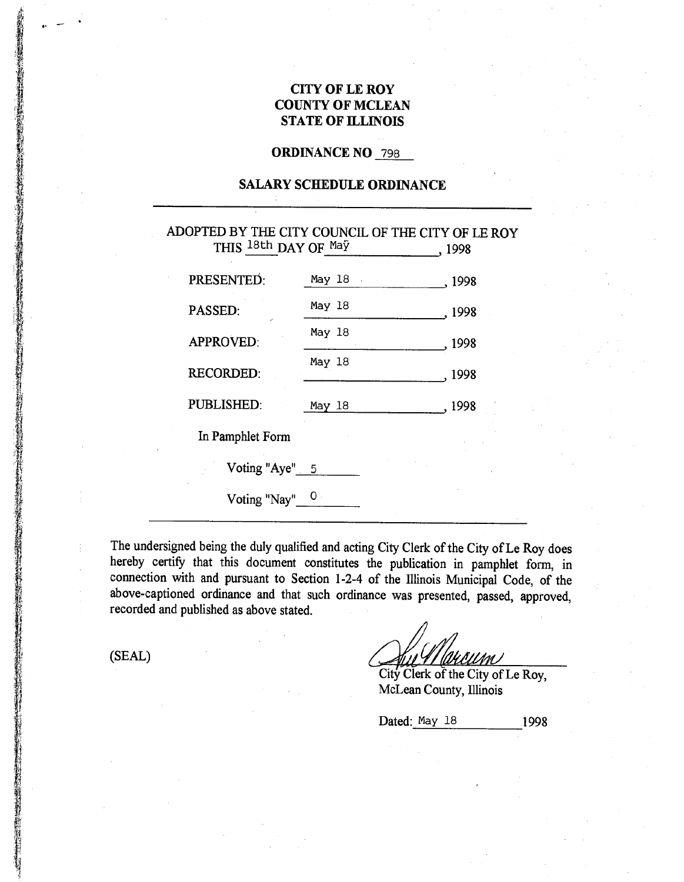# CITY OF LE ROY
# COUNTY OF MCLEAN
# STATE OF ILLINOIS

## ORDINANCE NO 798

## SALARY SCHEDULE ORDINANCE

---

ADOPTED BY THE CITY COUNCIL OF THE CITY OF LE ROY THIS 18th DAY OF May, 1998

PRESENTED: May 18, 1998

PASSED: May 18, 1998

APPROVED: May 18, 1998

RECORDED: May 18, 1998

PUBLISHED: May 18, 1998

In Pamphlet Form

Voting "Aye" 5

Voting "Nay" 0

---

The undersigned being the duly qualified and acting City Clerk of the City of Le Roy does hereby certify that this document constitutes the publication in pamphlet form, in connection with and pursuant to Section 1-2-4 of the Illinois Municipal Code, of the above-captioned ordinance and that such ordinance was presented, passed, approved, recorded and published as above stated.

(SEAL)

City Clerk of the City of Le Roy,
McLean County, Illinois

Dated: May 18 1998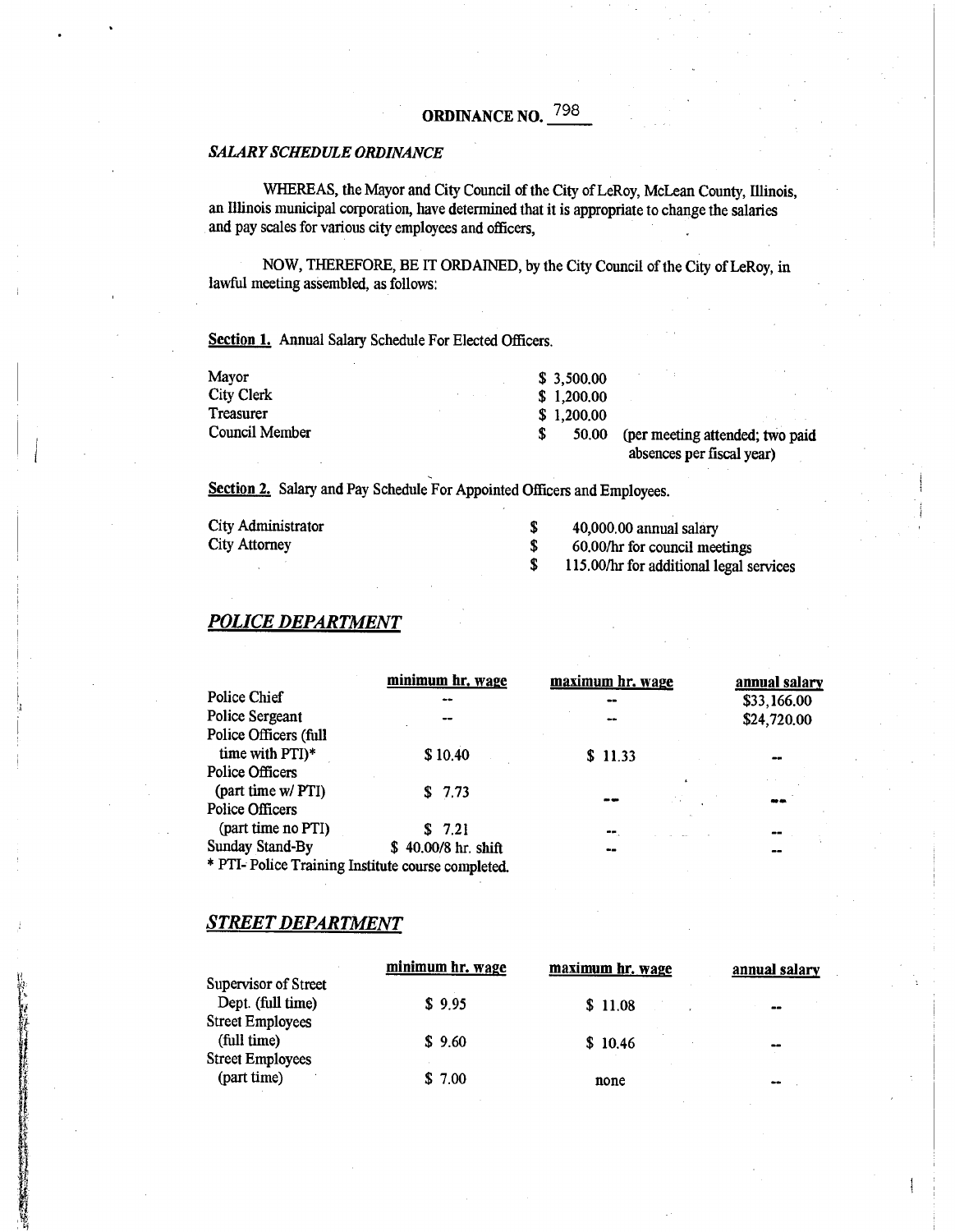# ORDINANCE NO. 798

*SALARY SCHEDULE ORDINANCE*

WHEREAS, the Mayor and City Council of the City of LeRoy, McLean County, Illinois, an Illinois municipal corporation, have determined that it is appropriate to change the salaries and pay scales for various city employees and officers,

NOW, THEREFORE, BE IT ORDAINED, by the City Council of the City of LeRoy, in lawful meeting assembled, as follows:

**Section 1.** Annual Salary Schedule For Elected Officers.

| | | |
|---|---|---|
| Mayor | $ 3,500.00 | |
| City Clerk | $ 1,200.00 | |
| Treasurer | $ 1,200.00 | |
| Council Member | $ 50.00 | (per meeting attended; two paid absences per fiscal year) |

**Section 2.** Salary and Pay Schedule For Appointed Officers and Employees.

| | |
|---|---|
| City Administrator | $ 40,000.00 annual salary |
| City Attorney | $ 60.00/hr for council meetings |
| | $ 115.00/hr for additional legal services |

## *POLICE DEPARTMENT*

| | minimum hr. wage | maximum hr. wage | annual salary |
|---|---|---|---|
| Police Chief | -- | -- | $33,166.00 |
| Police Sergeant | -- | -- | $24,720.00 |
| Police Officers (full time with PTI)* | $ 10.40 | $ 11.33 | -- |
| Police Officers (part time w/ PTI) | $ 7.73 | -- | -- |
| Police Officers (part time no PTI) | $ 7.21 | -- | -- |
| Sunday Stand-By | $ 40.00/8 hr. shift | -- | -- |

* PTI- Police Training Institute course completed.

## *STREET DEPARTMENT*

| | minimum hr. wage | maximum hr. wage | annual salary |
|---|---|---|---|
| Supervisor of Street Dept. (full time) | $ 9.95 | $ 11.08 | -- |
| Street Employees (full time) | $ 9.60 | $ 10.46 | -- |
| Street Employees (part time) | $ 7.00 | none | -- |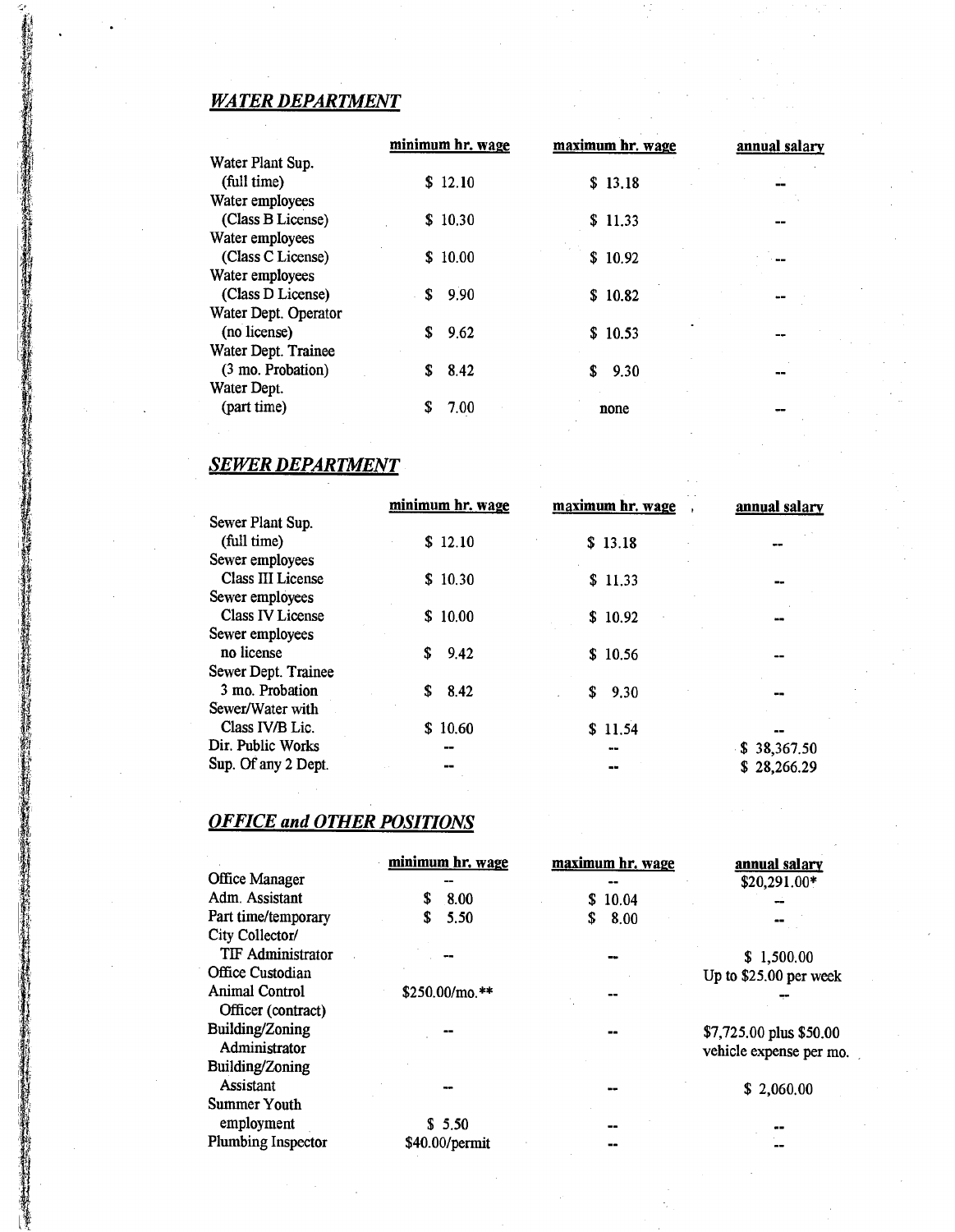## *WATER DEPARTMENT*

| | minimum hr. wage | maximum hr. wage | annual salary |
|---|---|---|---|
| Water Plant Sup. (full time) | $ 12.10 | $ 13.18 | -- |
| Water employees (Class B License) | $ 10.30 | $ 11.33 | -- |
| Water employees (Class C License) | $ 10.00 | $ 10.92 | -- |
| Water employees (Class D License) | $ 9.90 | $ 10.82 | -- |
| Water Dept. Operator (no license) | $ 9.62 | $ 10.53 | -- |
| Water Dept. Trainee (3 mo. Probation) | $ 8.42 | $ 9.30 | -- |
| Water Dept. (part time) | $ 7.00 | none | -- |

## *SEWER DEPARTMENT*

| | minimum hr. wage | maximum hr. wage | annual salary |
|---|---|---|---|
| Sewer Plant Sup. (full time) | $ 12.10 | $ 13.18 | -- |
| Sewer employees Class III License | $ 10.30 | $ 11.33 | -- |
| Sewer employees Class IV License | $ 10.00 | $ 10.92 | -- |
| Sewer employees no license | $ 9.42 | $ 10.56 | -- |
| Sewer Dept. Trainee 3 mo. Probation | $ 8.42 | $ 9.30 | -- |
| Sewer/Water with Class IV/B Lic. | $ 10.60 | $ 11.54 | -- |
| Dir. Public Works | -- | -- | $ 38,367.50 |
| Sup. Of any 2 Dept. | -- | -- | $ 28,266.29 |

## *OFFICE and OTHER POSITIONS*

| | minimum hr. wage | maximum hr. wage | annual salary |
|---|---|---|---|
| Office Manager | -- | -- | $20,291.00* |
| Adm. Assistant | $ 8.00 | $ 10.04 | -- |
| Part time/temporary | $ 5.50 | $ 8.00 | -- |
| City Collector/ TIF Administrator | -- | -- | $ 1,500.00 |
| Office Custodian | | | Up to $25.00 per week |
| Animal Control Officer (contract) | $250.00/mo.** | -- | -- |
| Building/Zoning Administrator | -- | -- | $7,725.00 plus $50.00 vehicle expense per mo. |
| Building/Zoning Assistant | -- | -- | $ 2,060.00 |
| Summer Youth employment | $ 5.50 | -- | -- |
| Plumbing Inspector | $40.00/permit | -- | -- |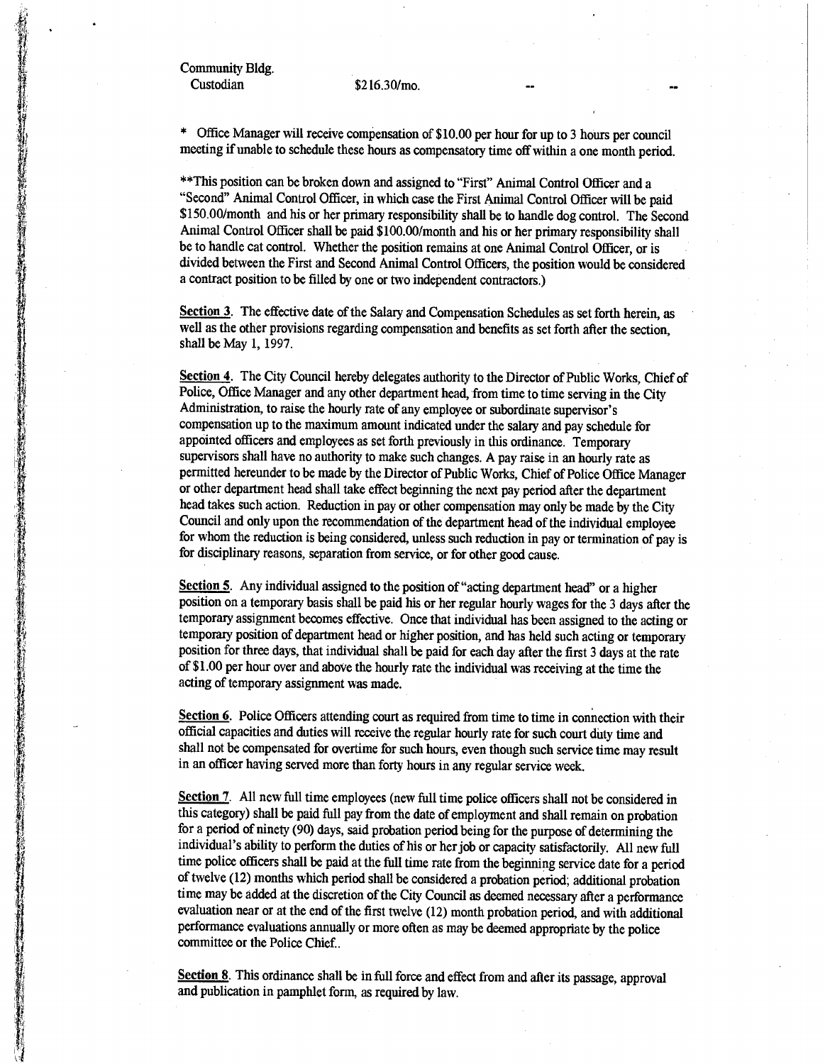| | | | |
|---|---|---|---|
| Community Bldg. Custodian | $216.30/mo. | -- | -- |

* Office Manager will receive compensation of $10.00 per hour for up to 3 hours per council meeting if unable to schedule these hours as compensatory time off within a one month period.

**This position can be broken down and assigned to "First" Animal Control Officer and a "Second" Animal Control Officer, in which case the First Animal Control Officer will be paid $150.00/month and his or her primary responsibility shall be to handle dog control. The Second Animal Control Officer shall be paid $100.00/month and his or her primary responsibility shall be to handle cat control. Whether the position remains at one Animal Control Officer, or is divided between the First and Second Animal Control Officers, the position would be considered a contract position to be filled by one or two independent contractors.)

<u>Section 3</u>. The effective date of the Salary and Compensation Schedules as set forth herein, as well as the other provisions regarding compensation and benefits as set forth after the section, shall be May 1, 1997.

<u>Section 4</u>. The City Council hereby delegates authority to the Director of Public Works, Chief of Police, Office Manager and any other department head, from time to time serving in the City Administration, to raise the hourly rate of any employee or subordinate supervisor's compensation up to the maximum amount indicated under the salary and pay schedule for appointed officers and employees as set forth previously in this ordinance. Temporary supervisors shall have no authority to make such changes. A pay raise in an hourly rate as permitted hereunder to be made by the Director of Public Works, Chief of Police Office Manager or other department head shall take effect beginning the next pay period after the department head takes such action. Reduction in pay or other compensation may only be made by the City Council and only upon the recommendation of the department head of the individual employee for whom the reduction is being considered, unless such reduction in pay or termination of pay is for disciplinary reasons, separation from service, or for other good cause.

<u>Section 5</u>. Any individual assigned to the position of "acting department head" or a higher position on a temporary basis shall be paid his or her regular hourly wages for the 3 days after the temporary assignment becomes effective. Once that individual has been assigned to the acting or temporary position of department head or higher position, and has held such acting or temporary position for three days, that individual shall be paid for each day after the first 3 days at the rate of $1.00 per hour over and above the hourly rate the individual was receiving at the time the acting of temporary assignment was made.

<u>Section 6</u>. Police Officers attending court as required from time to time in connection with their official capacities and duties will receive the regular hourly rate for such court duty time and shall not be compensated for overtime for such hours, even though such service time may result in an officer having served more than forty hours in any regular service week.

<u>Section 7</u>. All new full time employees (new full time police officers shall not be considered in this category) shall be paid full pay from the date of employment and shall remain on probation for a period of ninety (90) days, said probation period being for the purpose of determining the individual's ability to perform the duties of his or her job or capacity satisfactorily. All new full time police officers shall be paid at the full time rate from the beginning service date for a period of twelve (12) months which period shall be considered a probation period; additional probation time may be added at the discretion of the City Council as deemed necessary after a performance evaluation near or at the end of the first twelve (12) month probation period, and with additional performance evaluations annually or more often as may be deemed appropriate by the police committee or the Police Chief..

<u>Section 8</u>. This ordinance shall be in full force and effect from and after its passage, approval and publication in pamphlet form, as required by law.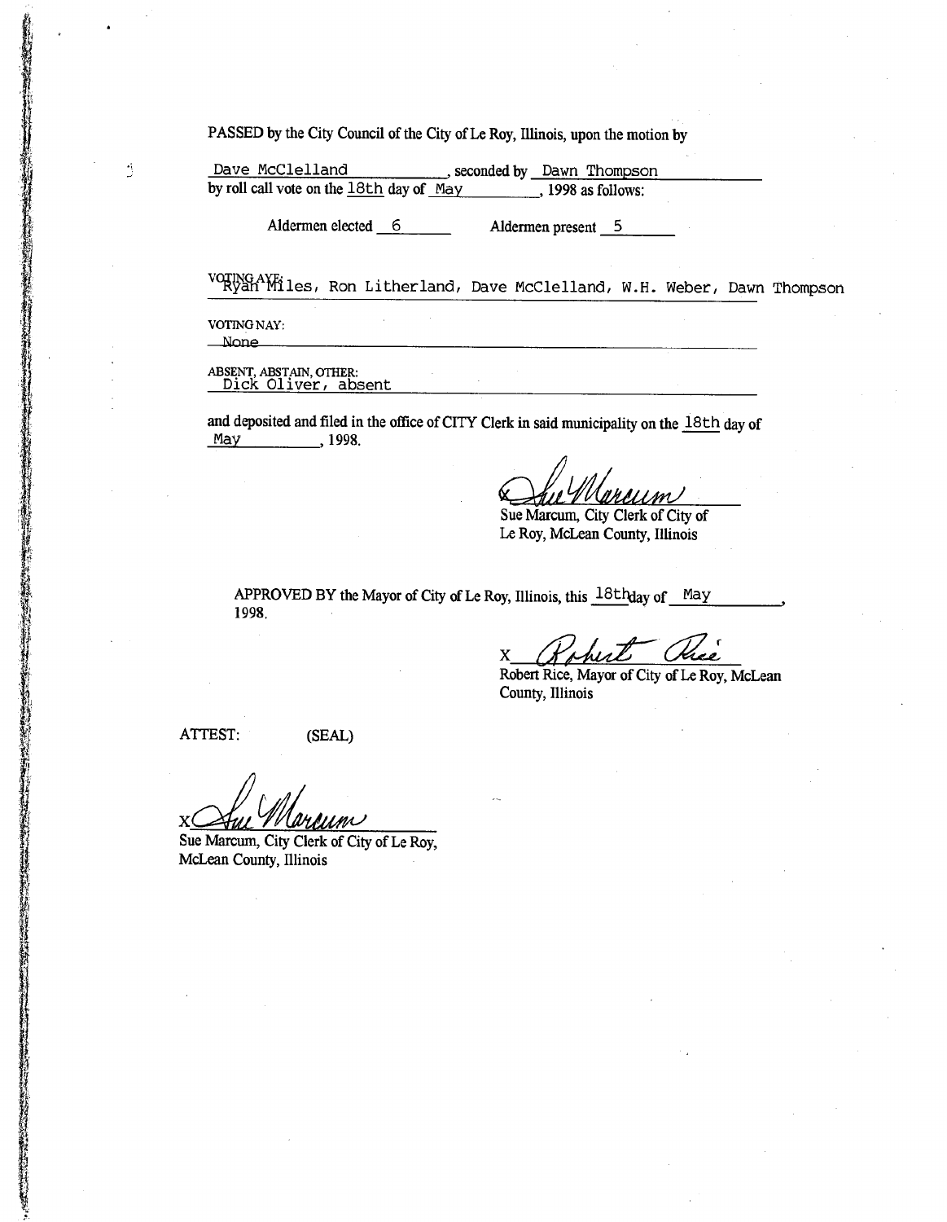PASSED by the City Council of the City of Le Roy, Illinois, upon the motion by

Dave McClelland, seconded by Dawn Thompson by roll call vote on the 18th day of May, 1998 as follows:

Aldermen elected 6 Aldermen present 5

VOTING AYE:
Ryan Miles, Ron Litherland, Dave McClelland, W.H. Weber, Dawn Thompson

VOTING NAY:
None

ABSENT, ABSTAIN, OTHER:
Dick Oliver, absent

and deposited and filed in the office of CITY Clerk in said municipality on the 18th day of May, 1998.

X Sue Marcum

Sue Marcum, City Clerk of City of Le Roy, McLean County, Illinois

APPROVED BY the Mayor of City of Le Roy, Illinois, this 18th day of May, 1998.

X Robert Rice

Robert Rice, Mayor of City of Le Roy, McLean County, Illinois

ATTEST: (SEAL)

X Sue Marcum

Sue Marcum, City Clerk of City of Le Roy, McLean County, Illinois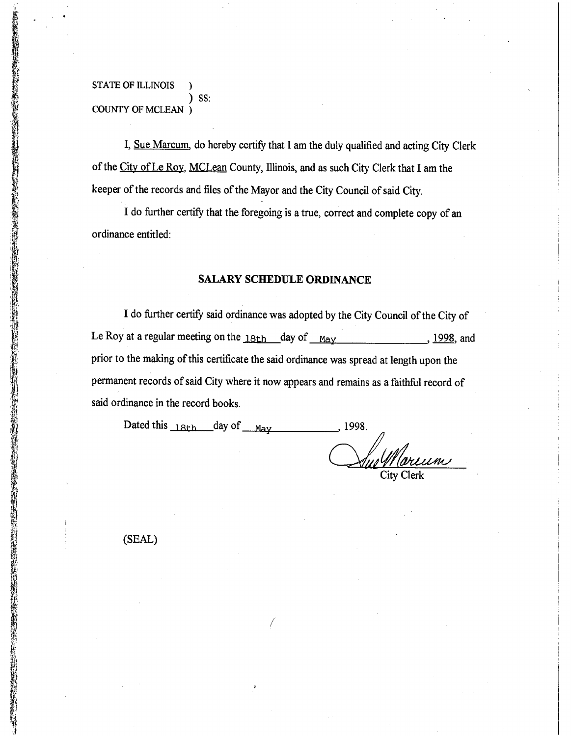STATE OF ILLINOIS )
) SS:
COUNTY OF MCLEAN )

I, Sue Marcum, do hereby certify that I am the duly qualified and acting City Clerk of the City of Le Roy, MCLean County, Illinois, and as such City Clerk that I am the keeper of the records and files of the Mayor and the City Council of said City.

I do further certify that the foregoing is a true, correct and complete copy of an ordinance entitled:

**SALARY SCHEDULE ORDINANCE**

I do further certify said ordinance was adopted by the City Council of the City of Le Roy at a regular meeting on the 18th day of May, 1998, and prior to the making of this certificate the said ordinance was spread at length upon the permanent records of said City where it now appears and remains as a faithful record of said ordinance in the record books.

Dated this 18th day of May, 1998.

Sue Marcum
City Clerk

(SEAL)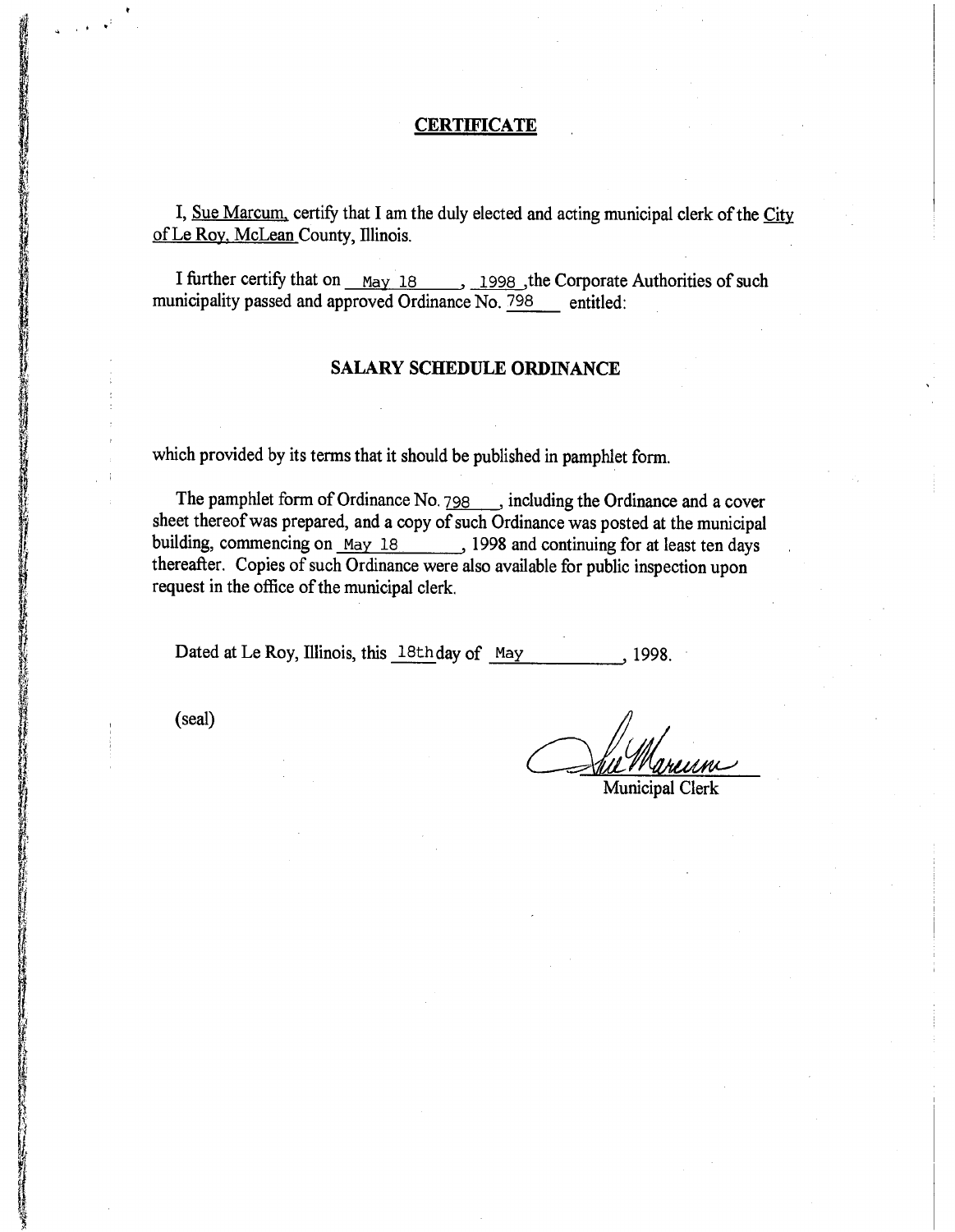# CERTIFICATE

I, Sue Marcum, certify that I am the duly elected and acting municipal clerk of the City of Le Roy, McLean County, Illinois.

I further certify that on May 18, 1998, the Corporate Authorities of such municipality passed and approved Ordinance No. 798 entitled:

## SALARY SCHEDULE ORDINANCE

which provided by its terms that it should be published in pamphlet form.

The pamphlet form of Ordinance No. 798, including the Ordinance and a cover sheet thereof was prepared, and a copy of such Ordinance was posted at the municipal building, commencing on May 18, 1998 and continuing for at least ten days thereafter. Copies of such Ordinance were also available for public inspection upon request in the office of the municipal clerk.

Dated at Le Roy, Illinois, this 18th day of May, 1998.

(seal)

Sue Marcum

Municipal Clerk